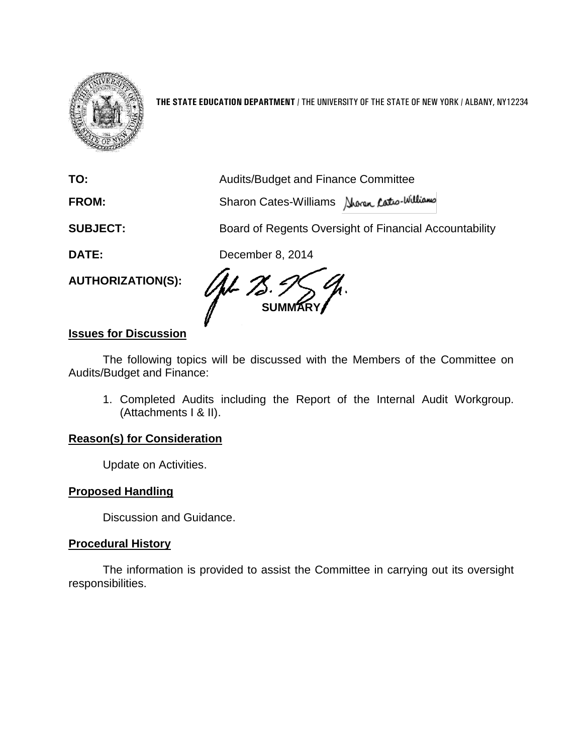**THE STATE EDUCATION DEPARTMENT** / THE UNIVERSITY OF THE STATE OF NEW YORK / ALBANY, NY12234

**TO:** Audits/Budget and Finance Committee

**FROM:** Sharon Cates-Williams

**SUBJECT:** Board of Regents Oversight of Financial Accountability

**DATE:** December 8, 2014

**AUTHORIZATION(S):**

**SUMMARY**

**Issues for Discussion**

The following topics will be discussed with the Members of the Committee on Audits/Budget and Finance:

1. Completed Audits including the Report of the Internal Audit Workgroup. (Attachments I & II).

**Reason(s) for Consideration**

Update on Activities.

**Proposed Handling**

Discussion and Guidance.

**Procedural History**

The information is provided to assist the Committee in carrying out its oversight responsibilities.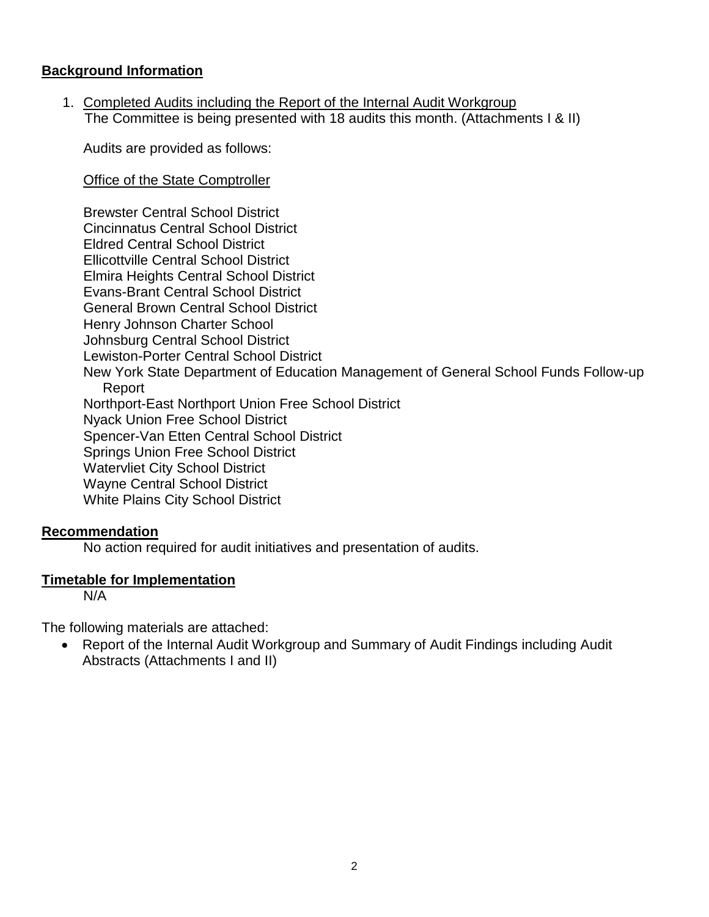**Background Information**

1. Completed Audits including the Report of the Internal Audit Workgroup
   The Committee is being presented with 18 audits this month. (Attachments I & II)

   Audits are provided as follows:

   Office of the State Comptroller

   Brewster Central School District
   Cincinnatus Central School District
   Eldred Central School District
   Ellicottville Central School District
   Elmira Heights Central School District
   Evans-Brant Central School District
   General Brown Central School District
   Henry Johnson Charter School
   Johnsburg Central School District
   Lewiston-Porter Central School District
   New York State Department of Education Management of General School Funds Follow-up Report
   Northport-East Northport Union Free School District
   Nyack Union Free School District
   Spencer-Van Etten Central School District
   Springs Union Free School District
   Watervliet City School District
   Wayne Central School District
   White Plains City School District

**Recommendation**

No action required for audit initiatives and presentation of audits.

**Timetable for Implementation**

N/A

The following materials are attached:

- Report of the Internal Audit Workgroup and Summary of Audit Findings including Audit Abstracts (Attachments I and II)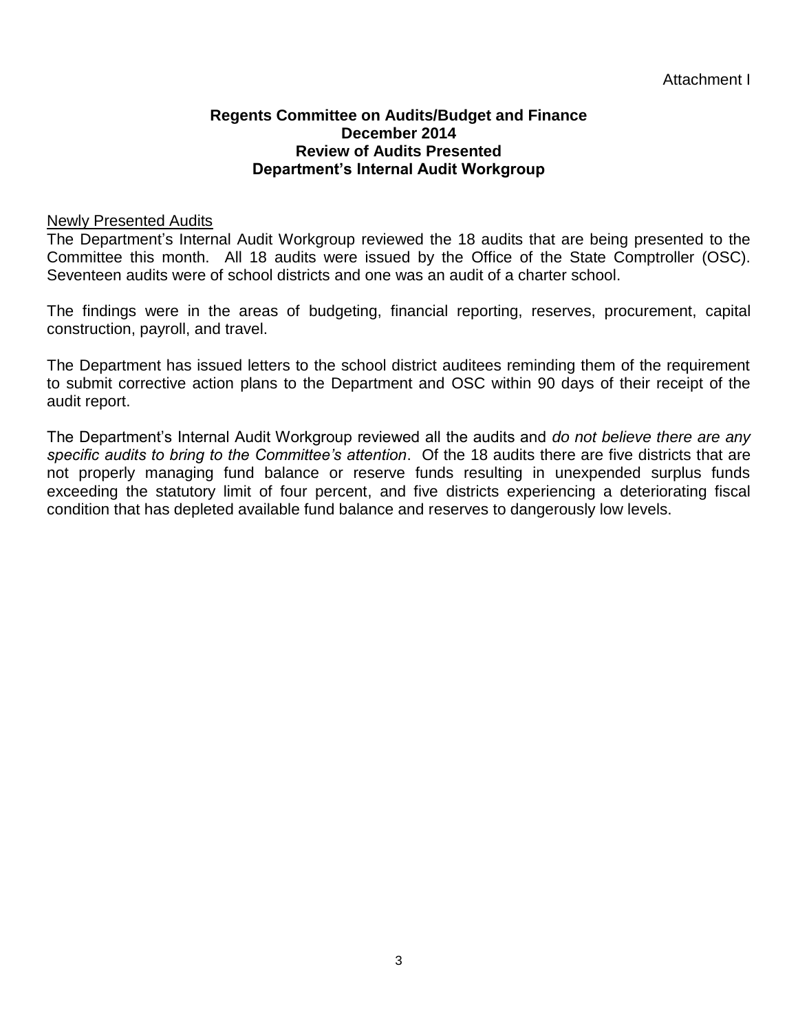Attachment I

**Regents Committee on Audits/Budget and Finance**
**December 2014**
**Review of Audits Presented**
**Department's Internal Audit Workgroup**

Newly Presented Audits

The Department's Internal Audit Workgroup reviewed the 18 audits that are being presented to the Committee this month. All 18 audits were issued by the Office of the State Comptroller (OSC). Seventeen audits were of school districts and one was an audit of a charter school.

The findings were in the areas of budgeting, financial reporting, reserves, procurement, capital construction, payroll, and travel.

The Department has issued letters to the school district auditees reminding them of the requirement to submit corrective action plans to the Department and OSC within 90 days of their receipt of the audit report.

The Department's Internal Audit Workgroup reviewed all the audits and *do not believe there are any specific audits to bring to the Committee's attention*. Of the 18 audits there are five districts that are not properly managing fund balance or reserve funds resulting in unexpended surplus funds exceeding the statutory limit of four percent, and five districts experiencing a deteriorating fiscal condition that has depleted available fund balance and reserves to dangerously low levels.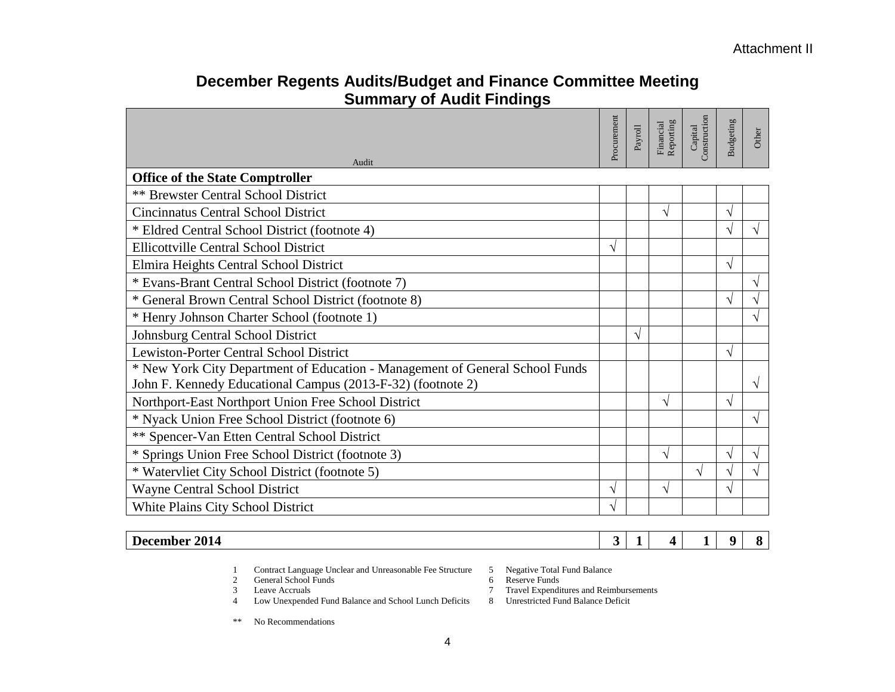Attachment II

# December Regents Audits/Budget and Finance Committee Meeting
## Summary of Audit Findings

| Audit | Procurement | Payroll | Financial Reporting | Capital Construction | Budgeting | Other |
|---|---|---|---|---|---|---|
| **Office of the State Comptroller** | | | | | | |
| ** Brewster Central School District | | | | | | |
| Cincinnatus Central School District | | | √ | | √ | |
| * Eldred Central School District (footnote 4) | | | | | √ | √ |
| Ellicottville Central School District | √ | | | | | |
| Elmira Heights Central School District | | | | | √ | |
| * Evans-Brant Central School District (footnote 7) | | | | | | √ |
| * General Brown Central School District (footnote 8) | | | | | √ | √ |
| * Henry Johnson Charter School (footnote 1) | | | | | | √ |
| Johnsburg Central School District | | √ | | | | |
| Lewiston-Porter Central School District | | | | | √ | |
| * New York City Department of Education - Management of General School Funds John F. Kennedy Educational Campus (2013-F-32) (footnote 2) | | | | | | √ |
| Northport-East Northport Union Free School District | | | √ | | √ | |
| * Nyack Union Free School District (footnote 6) | | | | | | √ |
| ** Spencer-Van Etten Central School District | | | | | | |
| * Springs Union Free School District (footnote 3) | | | √ | | √ | √ |
| * Watervliet City School District (footnote 5) | | | | √ | √ | √ |
| Wayne Central School District | √ | | √ | | √ | |
| White Plains City School District | √ | | | | | |
| **December 2014** | **3** | **1** | **4** | **1** | **9** | **8** |

1 Contract Language Unclear and Unreasonable Fee Structure
2 General School Funds
3 Leave Accruals
4 Low Unexpended Fund Balance and School Lunch Deficits
5 Negative Total Fund Balance
6 Reserve Funds
7 Travel Expenditures and Reimbursements
8 Unrestricted Fund Balance Deficit

** No Recommendations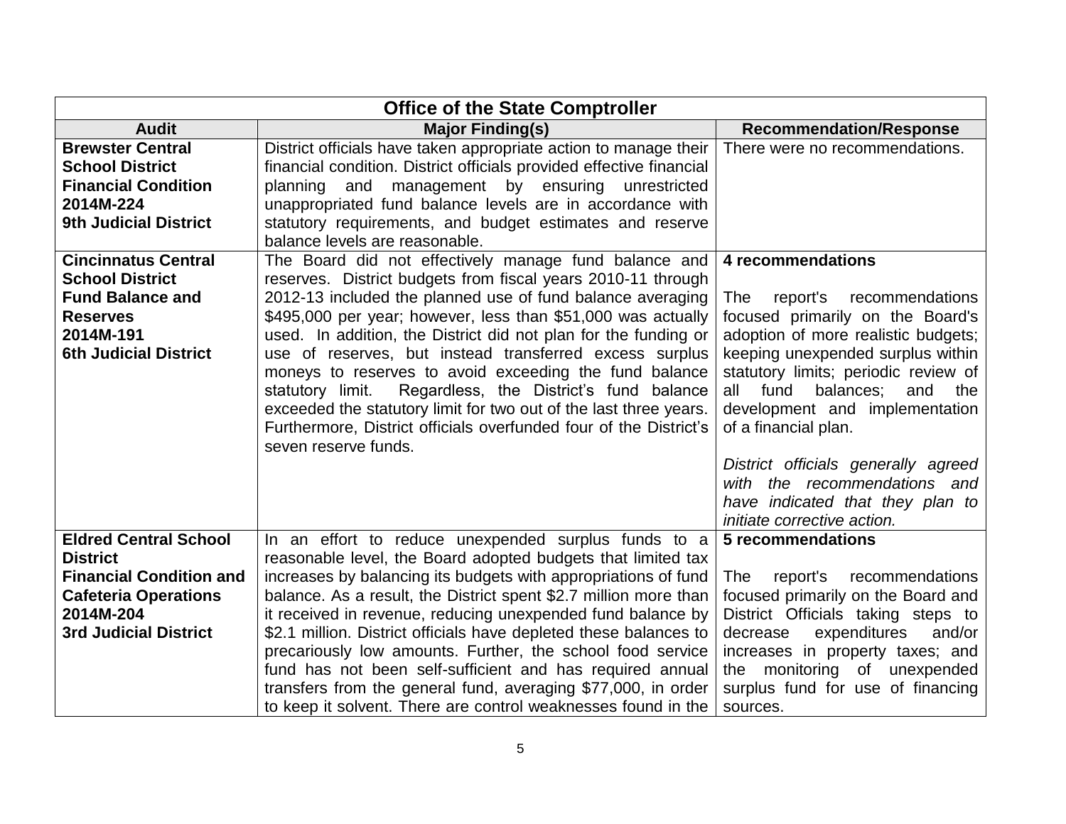| Office of the State Comptroller | | |
|---|---|---|
| **Audit** | **Major Finding(s)** | **Recommendation/Response** |
| **Brewster Central School District Financial Condition 2014M-224 9th Judicial District** | District officials have taken appropriate action to manage their financial condition. District officials provided effective financial planning and management by ensuring unrestricted unappropriated fund balance levels are in accordance with statutory requirements, and budget estimates and reserve balance levels are reasonable. | There were no recommendations. |
| **Cincinnatus Central School District Fund Balance and Reserves 2014M-191 6th Judicial District** | The Board did not effectively manage fund balance and reserves. District budgets from fiscal years 2010-11 through 2012-13 included the planned use of fund balance averaging $495,000 per year; however, less than $51,000 was actually used. In addition, the District did not plan for the funding or use of reserves, but instead transferred excess surplus moneys to reserves to avoid exceeding the fund balance statutory limit. Regardless, the District's fund balance exceeded the statutory limit for two out of the last three years. Furthermore, District officials overfunded four of the District's seven reserve funds. | **4 recommendations**<br><br>The report's recommendations focused primarily on the Board's adoption of more realistic budgets; keeping unexpended surplus within statutory limits; periodic review of all fund balances; and the development and implementation of a financial plan.<br><br>*District officials generally agreed with the recommendations and have indicated that they plan to initiate corrective action.* |
| **Eldred Central School District Financial Condition and Cafeteria Operations 2014M-204 3rd Judicial District** | In an effort to reduce unexpended surplus funds to a reasonable level, the Board adopted budgets that limited tax increases by balancing its budgets with appropriations of fund balance. As a result, the District spent $2.7 million more than it received in revenue, reducing unexpended fund balance by $2.1 million. District officials have depleted these balances to precariously low amounts. Further, the school food service fund has not been self-sufficient and has required annual transfers from the general fund, averaging $77,000, in order to keep it solvent. There are control weaknesses found in the | **5 recommendations**<br><br>The report's recommendations focused primarily on the Board and District Officials taking steps to decrease expenditures and/or increases in property taxes; and the monitoring of unexpended surplus fund for use of financing sources. |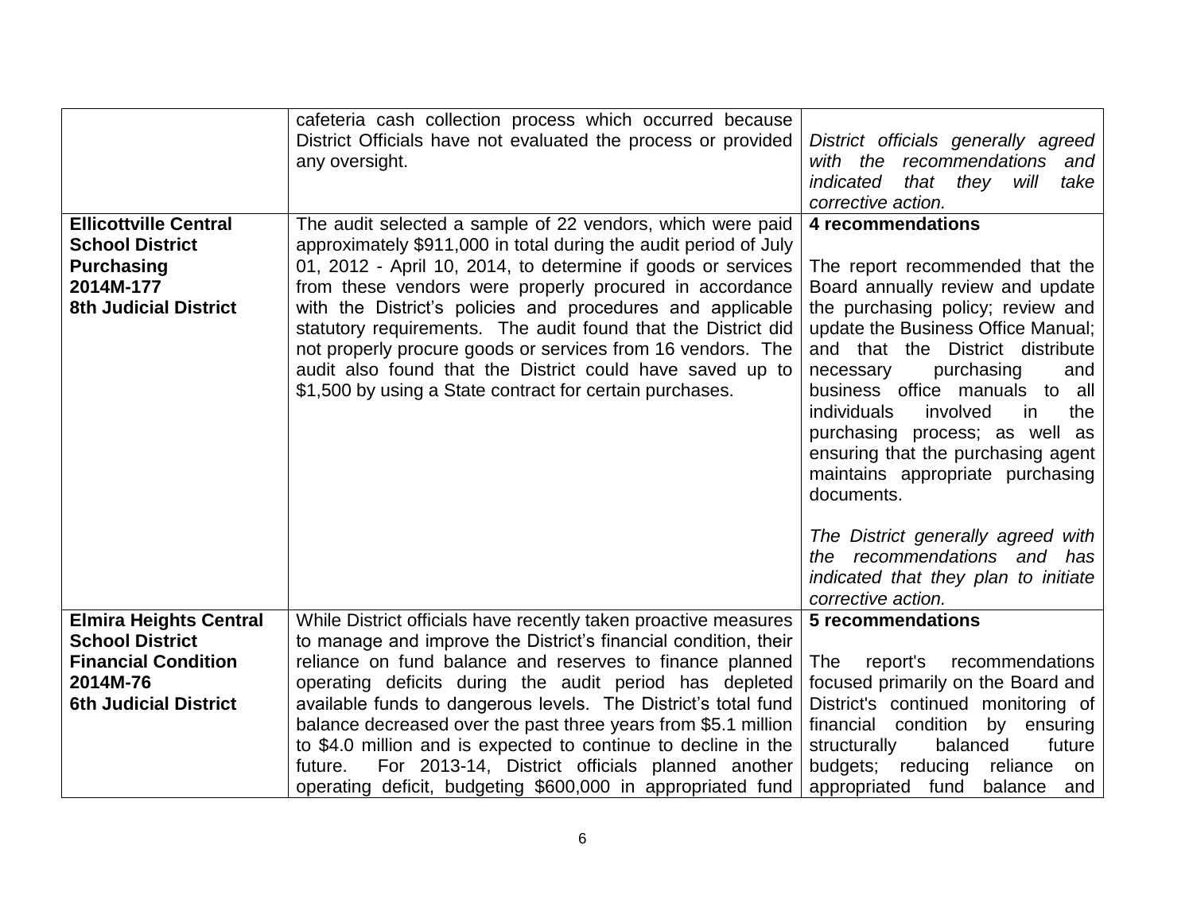| | | |
|---|---|---|
| | cafeteria cash collection process which occurred because District Officials have not evaluated the process or provided any oversight. | *District officials generally agreed with the recommendations and indicated that they will take corrective action.* |
| **Ellicottville Central School District**<br>**Purchasing**<br>**2014M-177**<br>**8th Judicial District** | The audit selected a sample of 22 vendors, which were paid approximately $911,000 in total during the audit period of July 01, 2012 - April 10, 2014, to determine if goods or services from these vendors were properly procured in accordance with the District's policies and procedures and applicable statutory requirements. The audit found that the District did not properly procure goods or services from 16 vendors. The audit also found that the District could have saved up to $1,500 by using a State contract for certain purchases. | **4 recommendations**<br><br>The report recommended that the Board annually review and update the purchasing policy; review and update the Business Office Manual; and that the District distribute necessary purchasing and business office manuals to all individuals involved in the purchasing process; as well as ensuring that the purchasing agent maintains appropriate purchasing documents.<br><br>*The District generally agreed with the recommendations and has indicated that they plan to initiate corrective action.* |
| **Elmira Heights Central School District**<br>**Financial Condition**<br>**2014M-76**<br>**6th Judicial District** | While District officials have recently taken proactive measures to manage and improve the District's financial condition, their reliance on fund balance and reserves to finance planned operating deficits during the audit period has depleted available funds to dangerous levels. The District's total fund balance decreased over the past three years from $5.1 million to $4.0 million and is expected to continue to decline in the future. For 2013-14, District officials planned another operating deficit, budgeting $600,000 in appropriated fund | **5 recommendations**<br><br>The report's recommendations focused primarily on the Board and District's continued monitoring of financial condition by ensuring structurally balanced future budgets; reducing reliance on appropriated fund balance and |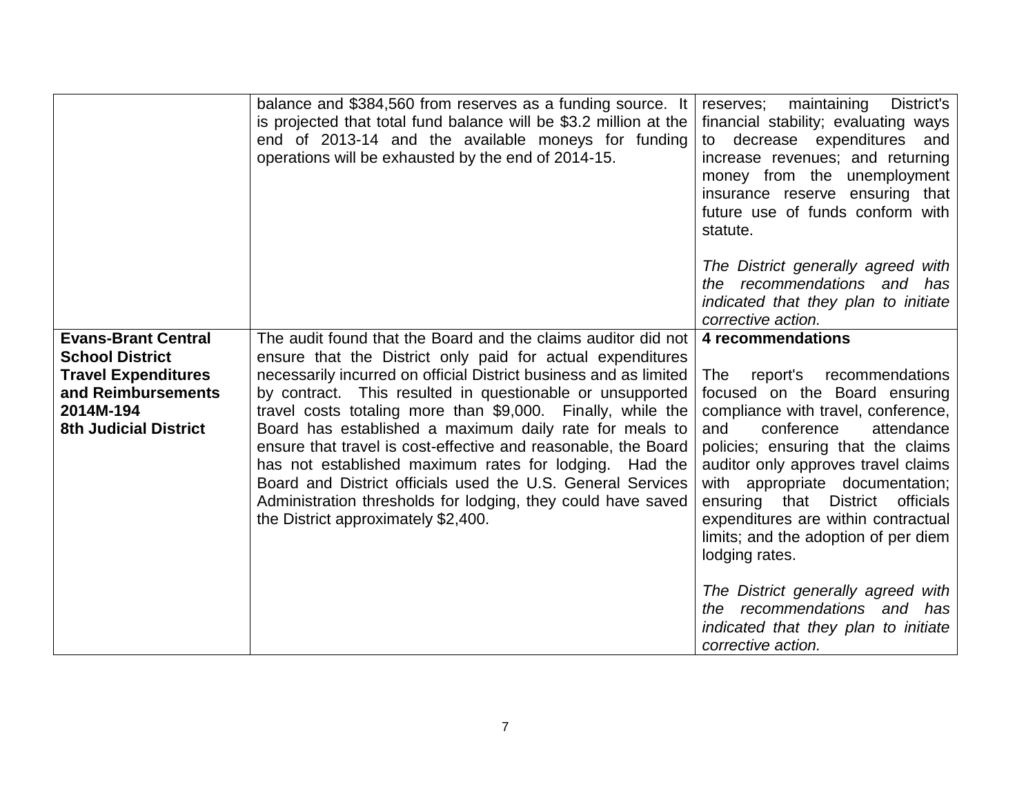| | | |
|---|---|---|
| | balance and $384,560 from reserves as a funding source. It is projected that total fund balance will be $3.2 million at the end of 2013-14 and the available moneys for funding operations will be exhausted by the end of 2014-15. | reserves; maintaining District's financial stability; evaluating ways to decrease expenditures and increase revenues; and returning money from the unemployment insurance reserve ensuring that future use of funds conform with statute.<br><br>*The District generally agreed with the recommendations and has indicated that they plan to initiate corrective action.* |
| **Evans-Brant Central School District Travel Expenditures and Reimbursements 2014M-194 8th Judicial District** | The audit found that the Board and the claims auditor did not ensure that the District only paid for actual expenditures necessarily incurred on official District business and as limited by contract. This resulted in questionable or unsupported travel costs totaling more than $9,000. Finally, while the Board has established a maximum daily rate for meals to ensure that travel is cost-effective and reasonable, the Board has not established maximum rates for lodging. Had the Board and District officials used the U.S. General Services Administration thresholds for lodging, they could have saved the District approximately $2,400. | **4 recommendations**<br><br>The report's recommendations focused on the Board ensuring compliance with travel, conference, and conference attendance policies; ensuring that the claims auditor only approves travel claims with appropriate documentation; ensuring that District officials expenditures are within contractual limits; and the adoption of per diem lodging rates.<br><br>*The District generally agreed with the recommendations and has indicated that they plan to initiate corrective action.* |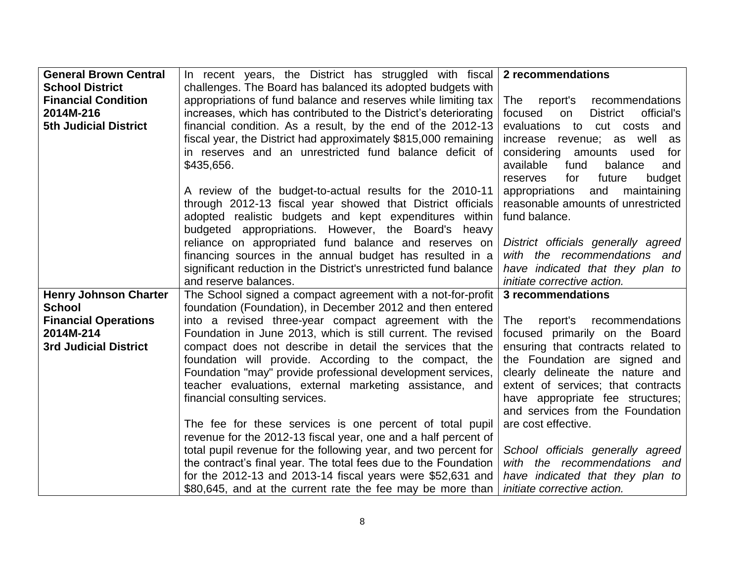| | | |
|---|---|---|
| **General Brown Central School District**<br>**Financial Condition**<br>**2014M-216**<br>**5th Judicial District** | In recent years, the District has struggled with fiscal challenges. The Board has balanced its adopted budgets with appropriations of fund balance and reserves while limiting tax increases, which has contributed to the District's deteriorating financial condition. As a result, by the end of the 2012-13 fiscal year, the District had approximately \$815,000 remaining in reserves and an unrestricted fund balance deficit of \$435,656.<br><br>A review of the budget-to-actual results for the 2010-11 through 2012-13 fiscal year showed that District officials adopted realistic budgets and kept expenditures within budgeted appropriations. However, the Board's heavy reliance on appropriated fund balance and reserves on financing sources in the annual budget has resulted in a significant reduction in the District's unrestricted fund balance and reserve balances. | **2 recommendations**<br><br>The report's recommendations focused on District official's evaluations to cut costs and increase revenue; as well as considering amounts used for available fund balance and reserves for future budget appropriations and maintaining reasonable amounts of unrestricted fund balance.<br><br>*District officials generally agreed with the recommendations and have indicated that they plan to initiate corrective action.* |
| **Henry Johnson Charter School**<br>**Financial Operations**<br>**2014M-214**<br>**3rd Judicial District** | The School signed a compact agreement with a not-for-profit foundation (Foundation), in December 2012 and then entered into a revised three-year compact agreement with the Foundation in June 2013, which is still current. The revised compact does not describe in detail the services that the foundation will provide. According to the compact, the Foundation "may" provide professional development services, teacher evaluations, external marketing assistance, and financial consulting services.<br><br>The fee for these services is one percent of total pupil revenue for the 2012-13 fiscal year, one and a half percent of total pupil revenue for the following year, and two percent for the contract's final year. The total fees due to the Foundation for the 2012-13 and 2013-14 fiscal years were \$52,631 and \$80,645, and at the current rate the fee may be more than | **3 recommendations**<br><br>The report's recommendations focused primarily on the Board ensuring that contracts related to the Foundation are signed and clearly delineate the nature and extent of services; that contracts have appropriate fee structures; and services from the Foundation are cost effective.<br><br>*School officials generally agreed with the recommendations and have indicated that they plan to initiate corrective action.* |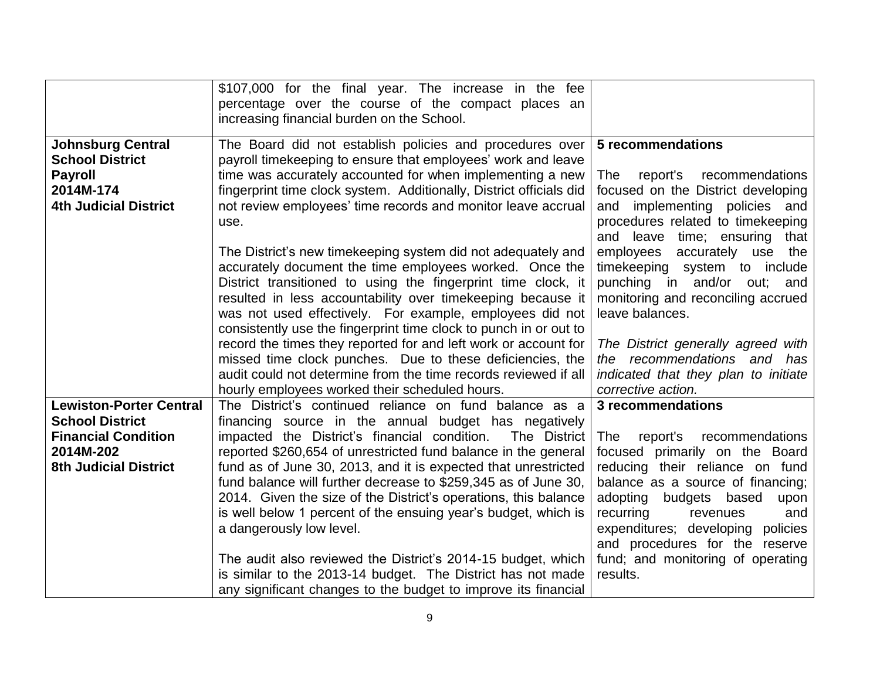|  |  |  |
|---|---|---|
|  | $107,000 for the final year. The increase in the fee percentage over the course of the compact places an increasing financial burden on the School. |  |
| **Johnsburg Central School District**<br>**Payroll**<br>**2014M-174**<br>**4th Judicial District** | The Board did not establish policies and procedures over payroll timekeeping to ensure that employees' work and leave time was accurately accounted for when implementing a new fingerprint time clock system. Additionally, District officials did not review employees' time records and monitor leave accrual use.<br><br>The District's new timekeeping system did not adequately and accurately document the time employees worked. Once the District transitioned to using the fingerprint time clock, it resulted in less accountability over timekeeping because it was not used effectively. For example, employees did not consistently use the fingerprint time clock to punch in or out to record the times they reported for and left work or account for missed time clock punches. Due to these deficiencies, the audit could not determine from the time records reviewed if all hourly employees worked their scheduled hours. | **5 recommendations**<br><br>The report's recommendations focused on the District developing and implementing policies and procedures related to timekeeping and leave time; ensuring that employees accurately use the timekeeping system to include punching in and/or out; and monitoring and reconciling accrued leave balances.<br><br>*The District generally agreed with the recommendations and has indicated that they plan to initiate corrective action.* |
| **Lewiston-Porter Central School District**<br>**Financial Condition**<br>**2014M-202**<br>**8th Judicial District** | The District's continued reliance on fund balance as a financing source in the annual budget has negatively impacted the District's financial condition. The District reported $260,654 of unrestricted fund balance in the general fund as of June 30, 2013, and it is expected that unrestricted fund balance will further decrease to $259,345 as of June 30, 2014. Given the size of the District's operations, this balance is well below 1 percent of the ensuing year's budget, which is a dangerously low level.<br><br>The audit also reviewed the District's 2014-15 budget, which is similar to the 2013-14 budget. The District has not made any significant changes to the budget to improve its financial | **3 recommendations**<br><br>The report's recommendations focused primarily on the Board reducing their reliance on fund balance as a source of financing; adopting budgets based upon recurring revenues and expenditures; developing policies and procedures for the reserve fund; and monitoring of operating results. |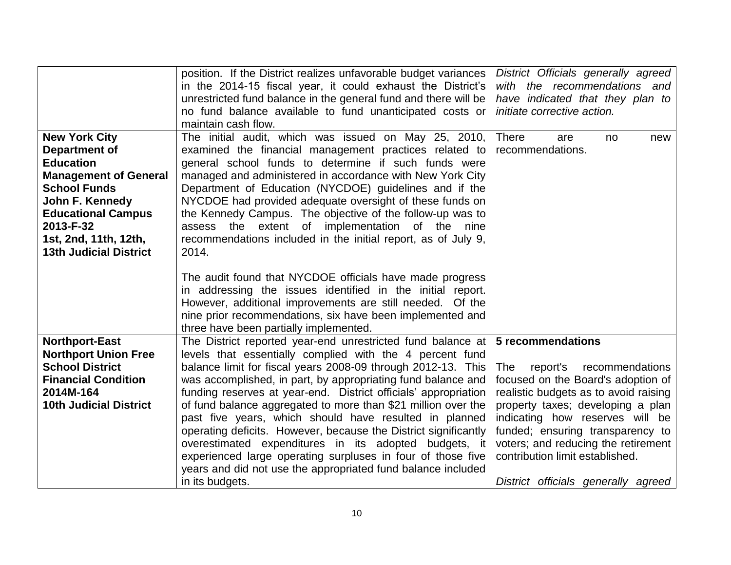| | | |
|---|---|---|
| | position. If the District realizes unfavorable budget variances in the 2014-15 fiscal year, it could exhaust the District's unrestricted fund balance in the general fund and there will be no fund balance available to fund unanticipated costs or maintain cash flow. | *District Officials generally agreed with the recommendations and have indicated that they plan to initiate corrective action.* |
| **New York City Department of Education Management of General School Funds John F. Kennedy Educational Campus 2013-F-32 1st, 2nd, 11th, 12th, 13th Judicial District** | The initial audit, which was issued on May 25, 2010, examined the financial management practices related to general school funds to determine if such funds were managed and administered in accordance with New York City Department of Education (NYCDOE) guidelines and if the NYCDOE had provided adequate oversight of these funds on the Kennedy Campus. The objective of the follow-up was to assess the extent of implementation of the nine recommendations included in the initial report, as of July 9, 2014.<br><br>The audit found that NYCDOE officials have made progress in addressing the issues identified in the initial report. However, additional improvements are still needed. Of the nine prior recommendations, six have been implemented and three have been partially implemented. | There are no new recommendations. |
| **Northport-East Northport Union Free School District Financial Condition 2014M-164 10th Judicial District** | The District reported year-end unrestricted fund balance at levels that essentially complied with the 4 percent fund balance limit for fiscal years 2008-09 through 2012-13. This was accomplished, in part, by appropriating fund balance and funding reserves at year-end. District officials' appropriation of fund balance aggregated to more than $21 million over the past five years, which should have resulted in planned operating deficits. However, because the District significantly overestimated expenditures in its adopted budgets, it experienced large operating surpluses in four of those five years and did not use the appropriated fund balance included in its budgets. | **5 recommendations**<br><br>The report's recommendations focused on the Board's adoption of realistic budgets as to avoid raising property taxes; developing a plan indicating how reserves will be funded; ensuring transparency to voters; and reducing the retirement contribution limit established.<br><br>*District officials generally agreed* |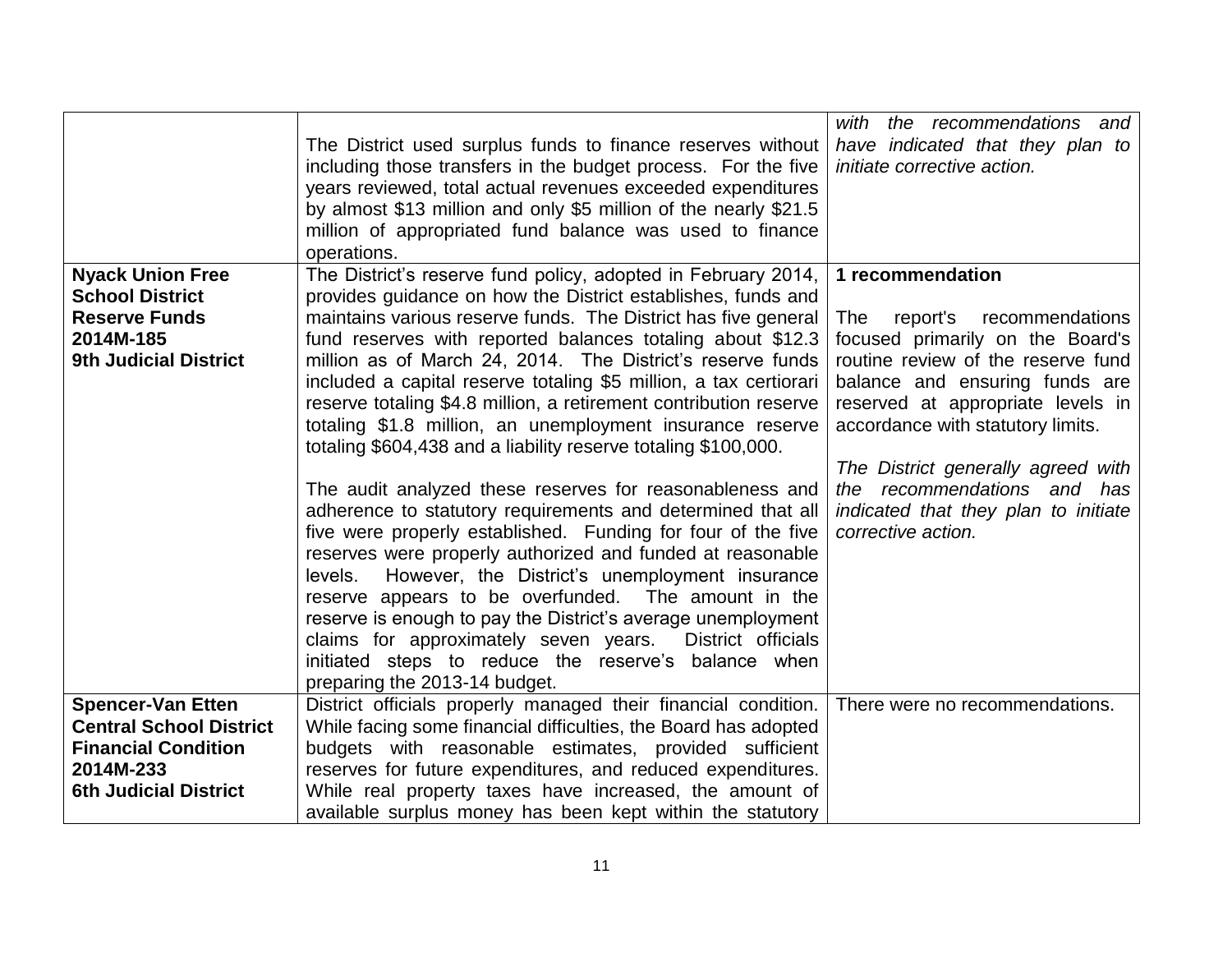| | | |
|---|---|---|
| | The District used surplus funds to finance reserves without including those transfers in the budget process. For the five years reviewed, total actual revenues exceeded expenditures by almost \$13 million and only \$5 million of the nearly \$21.5 million of appropriated fund balance was used to finance operations. | *with the recommendations and have indicated that they plan to initiate corrective action.* |
| **Nyack Union Free School District**<br>**Reserve Funds**<br>**2014M-185**<br>**9th Judicial District** | The District's reserve fund policy, adopted in February 2014, provides guidance on how the District establishes, funds and maintains various reserve funds. The District has five general fund reserves with reported balances totaling about \$12.3 million as of March 24, 2014. The District's reserve funds included a capital reserve totaling \$5 million, a tax certiorari reserve totaling \$4.8 million, a retirement contribution reserve totaling \$1.8 million, an unemployment insurance reserve totaling \$604,438 and a liability reserve totaling \$100,000.<br><br>The audit analyzed these reserves for reasonableness and adherence to statutory requirements and determined that all five were properly established. Funding for four of the five reserves were properly authorized and funded at reasonable levels. However, the District's unemployment insurance reserve appears to be overfunded. The amount in the reserve is enough to pay the District's average unemployment claims for approximately seven years. District officials initiated steps to reduce the reserve's balance when preparing the 2013-14 budget. | **1 recommendation**<br><br>The report's recommendations focused primarily on the Board's routine review of the reserve fund balance and ensuring funds are reserved at appropriate levels in accordance with statutory limits.<br><br>*The District generally agreed with the recommendations and has indicated that they plan to initiate corrective action.* |
| **Spencer-Van Etten Central School District**<br>**Financial Condition**<br>**2014M-233**<br>**6th Judicial District** | District officials properly managed their financial condition. While facing some financial difficulties, the Board has adopted budgets with reasonable estimates, provided sufficient reserves for future expenditures, and reduced expenditures. While real property taxes have increased, the amount of available surplus money has been kept within the statutory | There were no recommendations. |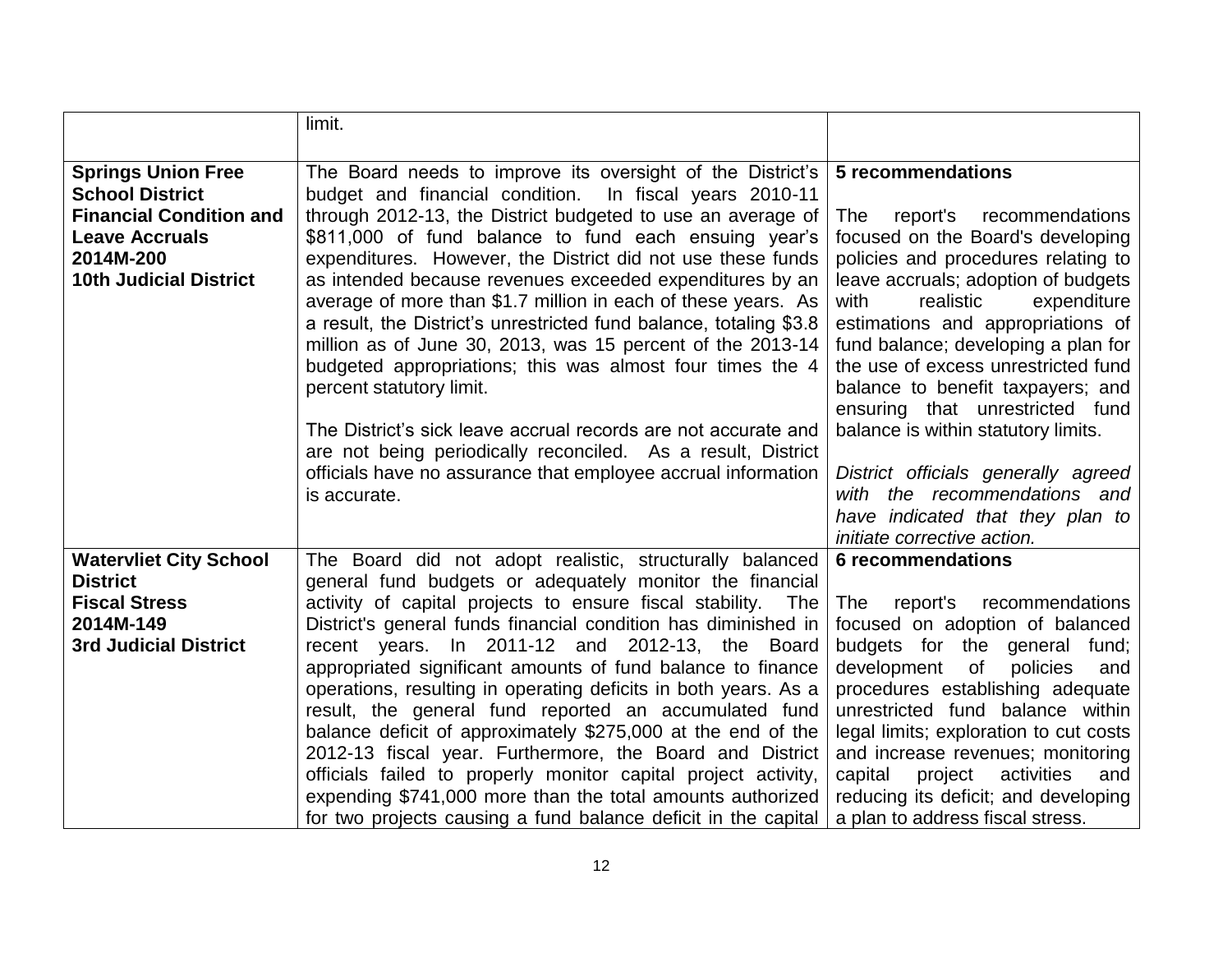| | | |
|---|---|---|
| | limit. | |
| **Springs Union Free School District**<br>**Financial Condition and Leave Accruals**<br>**2014M-200**<br>**10th Judicial District** | The Board needs to improve its oversight of the District's budget and financial condition. In fiscal years 2010-11 through 2012-13, the District budgeted to use an average of \$811,000 of fund balance to fund each ensuing year's expenditures. However, the District did not use these funds as intended because revenues exceeded expenditures by an average of more than \$1.7 million in each of these years. As a result, the District's unrestricted fund balance, totaling \$3.8 million as of June 30, 2013, was 15 percent of the 2013-14 budgeted appropriations; this was almost four times the 4 percent statutory limit.<br><br>The District's sick leave accrual records are not accurate and are not being periodically reconciled. As a result, District officials have no assurance that employee accrual information is accurate. | **5 recommendations**<br><br>The report's recommendations focused on the Board's developing policies and procedures relating to leave accruals; adoption of budgets with realistic expenditure estimations and appropriations of fund balance; developing a plan for the use of excess unrestricted fund balance to benefit taxpayers; and ensuring that unrestricted fund balance is within statutory limits.<br><br>*District officials generally agreed with the recommendations and have indicated that they plan to initiate corrective action.* |
| **Watervliet City School District**<br>**Fiscal Stress**<br>**2014M-149**<br>**3rd Judicial District** | The Board did not adopt realistic, structurally balanced general fund budgets or adequately monitor the financial activity of capital projects to ensure fiscal stability. The District's general funds financial condition has diminished in recent years. In 2011-12 and 2012-13, the Board appropriated significant amounts of fund balance to finance operations, resulting in operating deficits in both years. As a result, the general fund reported an accumulated fund balance deficit of approximately \$275,000 at the end of the 2012-13 fiscal year. Furthermore, the Board and District officials failed to properly monitor capital project activity, expending \$741,000 more than the total amounts authorized for two projects causing a fund balance deficit in the capital | **6 recommendations**<br><br>The report's recommendations focused on adoption of balanced budgets for the general fund; development of policies and procedures establishing adequate unrestricted fund balance within legal limits; exploration to cut costs and increase revenues; monitoring capital project activities and reducing its deficit; and developing a plan to address fiscal stress. |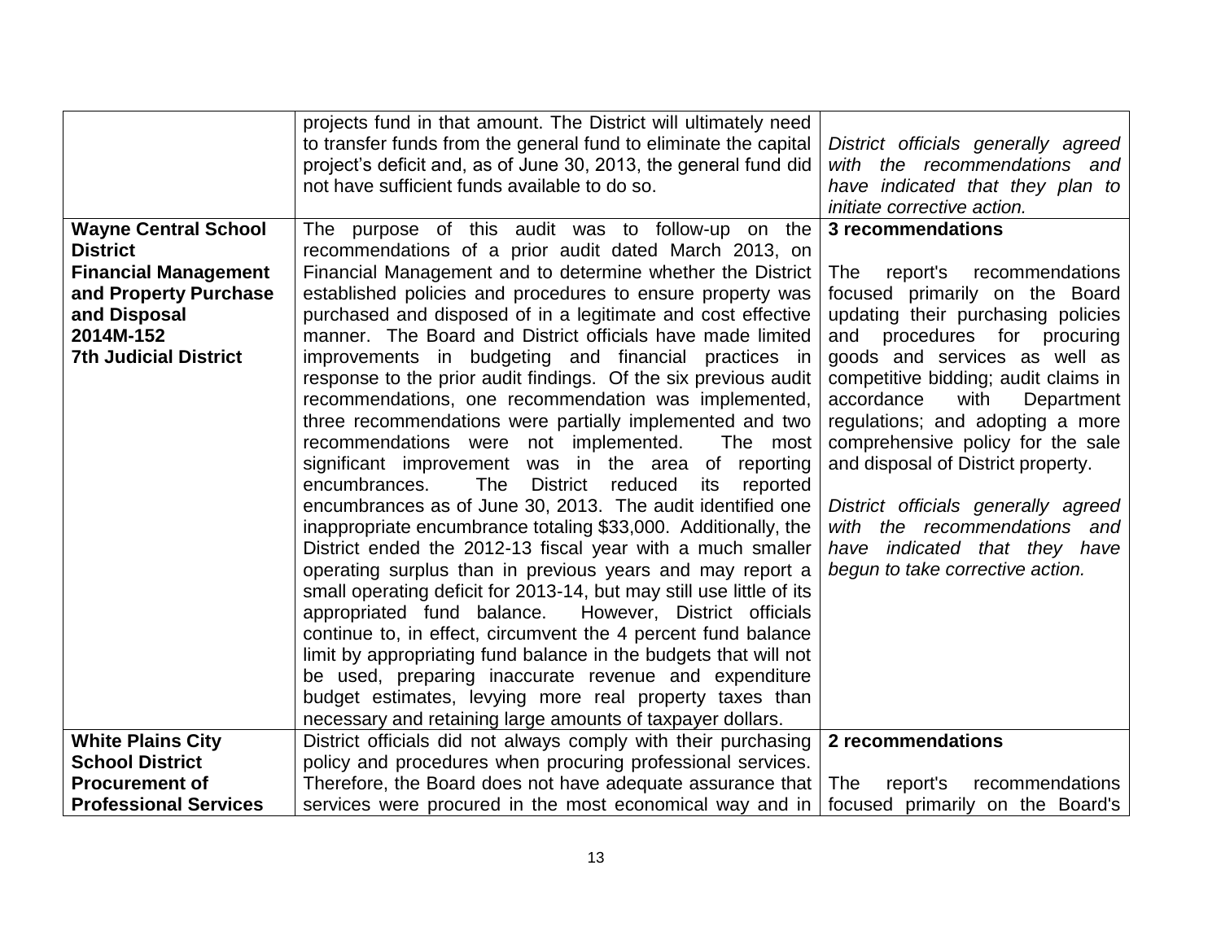| | | |
|---|---|---|
| | projects fund in that amount. The District will ultimately need to transfer funds from the general fund to eliminate the capital project's deficit and, as of June 30, 2013, the general fund did not have sufficient funds available to do so. | *District officials generally agreed with the recommendations and have indicated that they plan to initiate corrective action.* |
| **Wayne Central School District**<br>**Financial Management and Property Purchase and Disposal**<br>**2014M-152**<br>**7th Judicial District** | The purpose of this audit was to follow-up on the recommendations of a prior audit dated March 2013, on Financial Management and to determine whether the District established policies and procedures to ensure property was purchased and disposed of in a legitimate and cost effective manner. The Board and District officials have made limited improvements in budgeting and financial practices in response to the prior audit findings. Of the six previous audit recommendations, one recommendation was implemented, three recommendations were partially implemented and two recommendations were not implemented. The most significant improvement was in the area of reporting encumbrances. The District reduced its reported encumbrances as of June 30, 2013. The audit identified one inappropriate encumbrance totaling $33,000. Additionally, the District ended the 2012-13 fiscal year with a much smaller operating surplus than in previous years and may report a small operating deficit for 2013-14, but may still use little of its appropriated fund balance. However, District officials continue to, in effect, circumvent the 4 percent fund balance limit by appropriating fund balance in the budgets that will not be used, preparing inaccurate revenue and expenditure budget estimates, levying more real property taxes than necessary and retaining large amounts of taxpayer dollars. | **3 recommendations**<br><br>The report's recommendations focused primarily on the Board updating their purchasing policies and procedures for procuring goods and services as well as competitive bidding; audit claims in accordance with Department regulations; and adopting a more comprehensive policy for the sale and disposal of District property.<br><br>*District officials generally agreed with the recommendations and have indicated that they have begun to take corrective action.* |
| **White Plains City School District**<br>**Procurement of Professional Services** | District officials did not always comply with their purchasing policy and procedures when procuring professional services. Therefore, the Board does not have adequate assurance that services were procured in the most economical way and in | **2 recommendations**<br><br>The report's recommendations focused primarily on the Board's |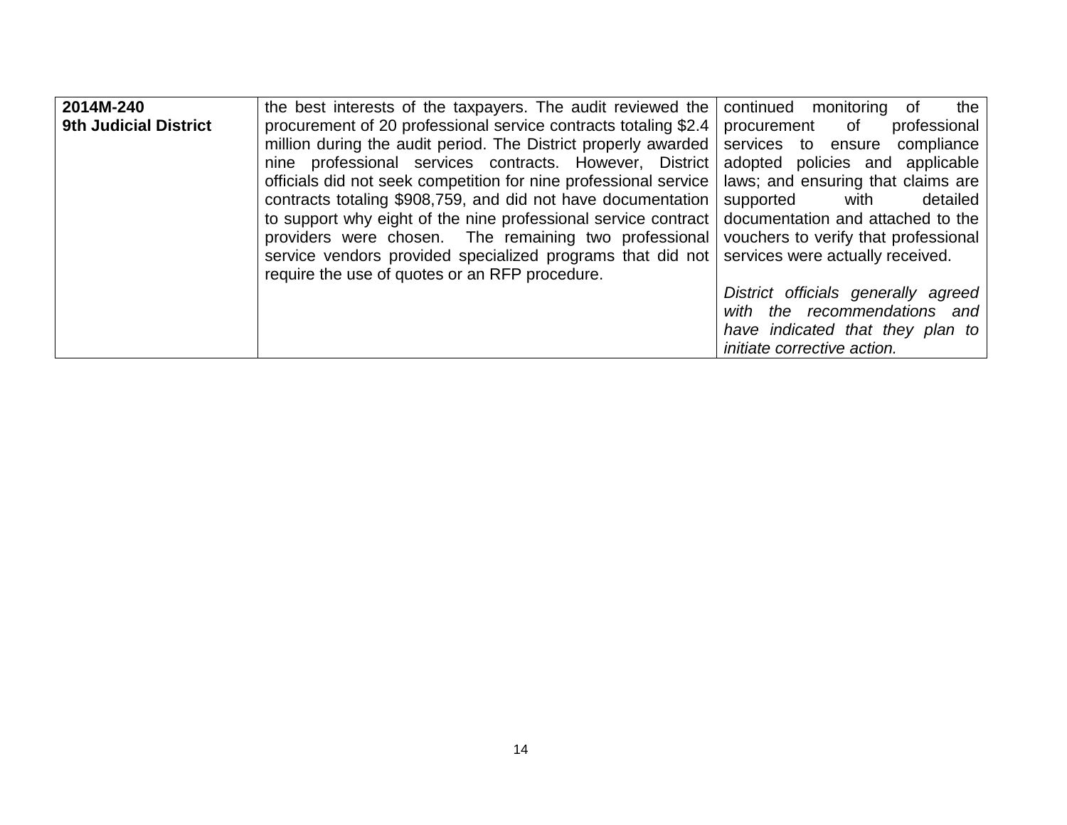| | | |
|---|---|---|
| **2014M-240**<br>**9th Judicial District** | the best interests of the taxpayers. The audit reviewed the procurement of 20 professional service contracts totaling $2.4 million during the audit period. The District properly awarded nine professional services contracts. However, District officials did not seek competition for nine professional service contracts totaling $908,759, and did not have documentation to support why eight of the nine professional service contract providers were chosen. The remaining two professional service vendors provided specialized programs that did not require the use of quotes or an RFP procedure. | continued monitoring of the procurement of professional services to ensure compliance adopted policies and applicable laws; and ensuring that claims are supported with detailed documentation and attached to the vouchers to verify that professional services were actually received.<br><br>*District officials generally agreed with the recommendations and have indicated that they plan to initiate corrective action.* |